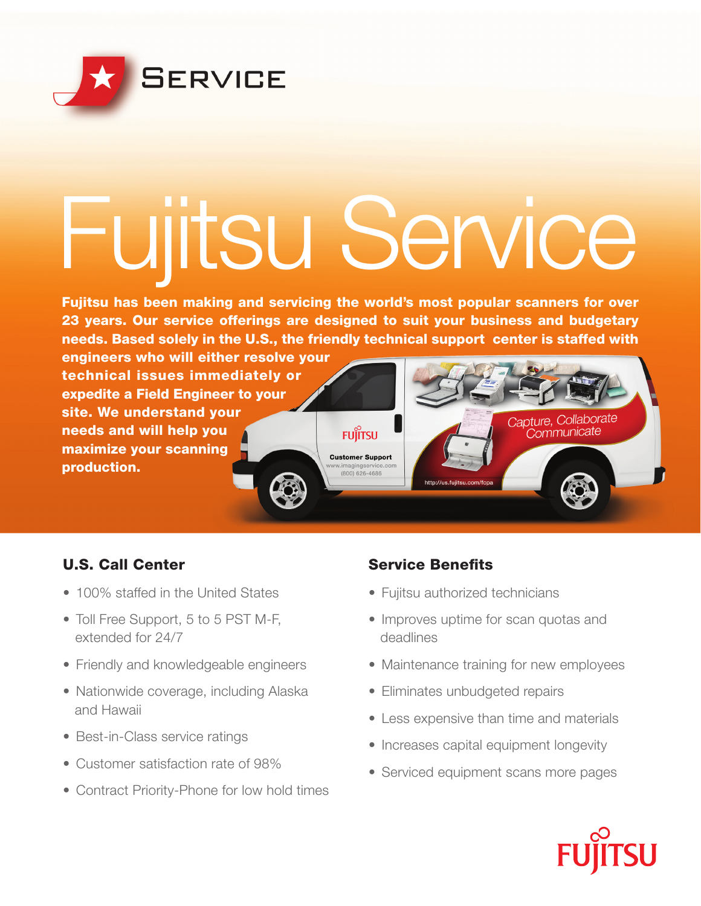# SERVICE

# Fujitsu Service

**Fujitsu has been making and servicing the world's most popular scanners for over 23 years. Our service offerings are designed to suit your business and budgetary needs. Based solely in the U.S., the friendly technical support center is staffed with engineers who will either resolve your technical issues immediately or expedite a Field Engineer to your site. We understand your needs and will help you maximize your scanning production.**

## U.S. Call Center

- 100% staffed in the United States
- Toll Free Support, 5 to 5 PST M-F, extended for 24/7
- Friendly and knowledgeable engineers
- Nationwide coverage, including Alaska and Hawaii
- Best-in-Class service ratings
- Customer satisfaction rate of 98%
- Contract Priority-Phone for low hold times

## Service Benefits

- Fujitsu authorized technicians
- Improves uptime for scan quotas and deadlines
- Maintenance training for new employees
- Eliminates unbudgeted repairs
- Less expensive than time and materials
- Increases capital equipment longevity
- Serviced equipment scans more pages

FUJITSU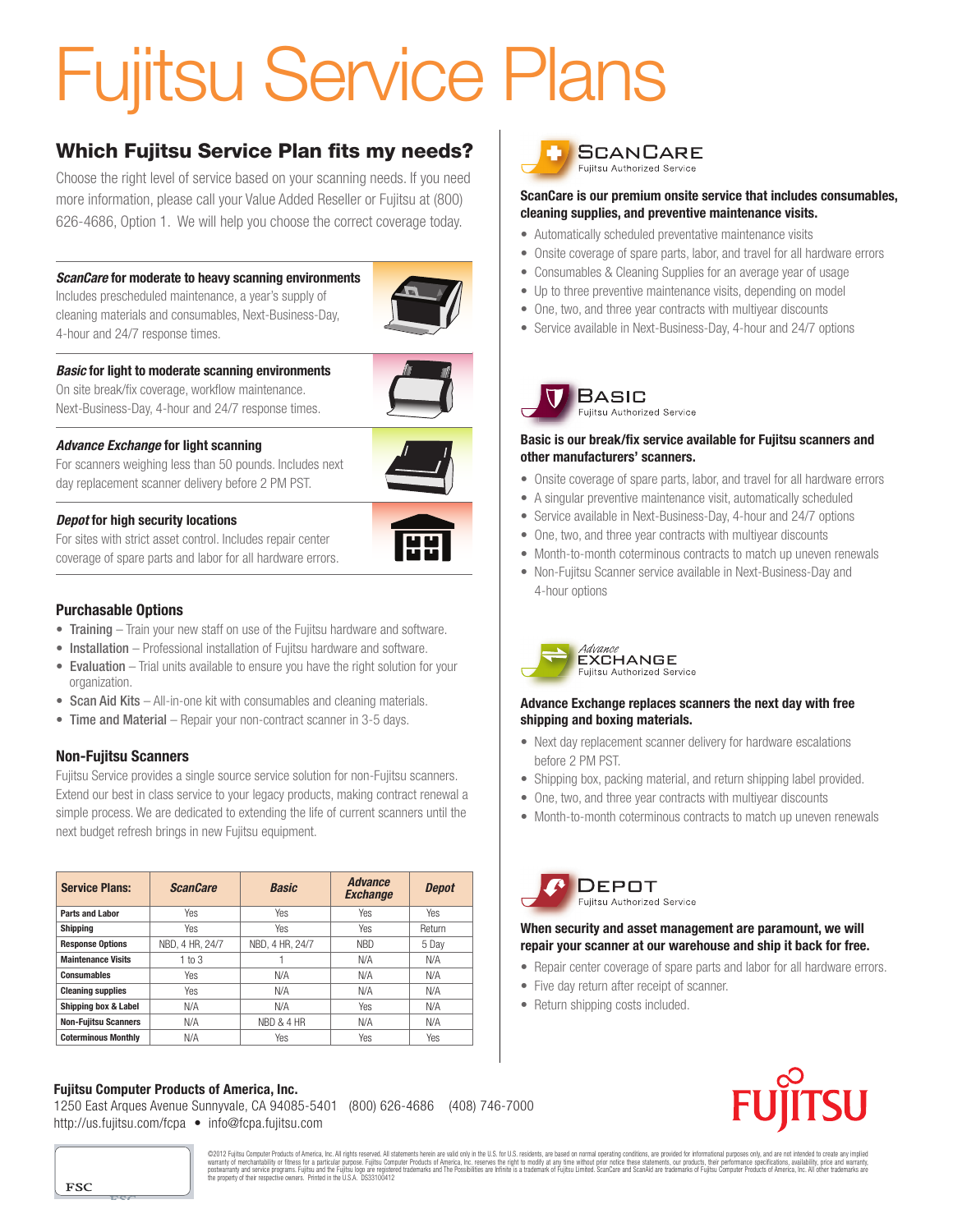# Fujitsu Service Plans

## Which Fujitsu Service Plan fits my needs?

Choose the right level of service based on your scanning needs. If you need more information, please call your Value Added Reseller or Fujitsu at (800) 626-4686, Option 1. We will help you choose the correct coverage today.

***ScanCare* for moderate to heavy scanning environments**
Includes prescheduled maintenance, a year's supply of cleaning materials and consumables, Next-Business-Day, 4-hour and 24/7 response times.

***Basic* for light to moderate scanning environments**
On site break/fix coverage, workflow maintenance. Next-Business-Day, 4-hour and 24/7 response times.

***Advance Exchange* for light scanning**
For scanners weighing less than 50 pounds. Includes next day replacement scanner delivery before 2 PM PST.

***Depot* for high security locations**
For sites with strict asset control. Includes repair center coverage of spare parts and labor for all hardware errors.

### Purchasable Options

- **Training** – Train your new staff on use of the Fujitsu hardware and software.
- **Installation** – Professional installation of Fujitsu hardware and software.
- **Evaluation** – Trial units available to ensure you have the right solution for your organization.
- **Scan Aid Kits** – All-in-one kit with consumables and cleaning materials.
- **Time and Material** – Repair your non-contract scanner in 3-5 days.

### Non-Fujitsu Scanners

Fujitsu Service provides a single source service solution for non-Fujitsu scanners. Extend our best in class service to your legacy products, making contract renewal a simple process. We are dedicated to extending the life of current scanners until the next budget refresh brings in new Fujitsu equipment.

| Service Plans: | *ScanCare* | *Basic* | *Advance Exchange* | *Depot* |
|---|---|---|---|---|
| Parts and Labor | Yes | Yes | Yes | Yes |
| Shipping | Yes | Yes | Yes | Return |
| Response Options | NBD, 4 HR, 24/7 | NBD, 4 HR, 24/7 | NBD | 5 Day |
| Maintenance Visits | 1 to 3 | 1 | N/A | N/A |
| Consumables | Yes | N/A | N/A | N/A |
| Cleaning supplies | Yes | N/A | N/A | N/A |
| Shipping box & Label | N/A | N/A | Yes | N/A |
| Non-Fujitsu Scanners | N/A | NBD & 4 HR | N/A | N/A |
| Coterminous Monthly | N/A | Yes | Yes | Yes |

## ScanCare
Fujitsu Authorized Service

**ScanCare is our premium onsite service that includes consumables, cleaning supplies, and preventive maintenance visits.**

- Automatically scheduled preventative maintenance visits
- Onsite coverage of spare parts, labor, and travel for all hardware errors
- Consumables & Cleaning Supplies for an average year of usage
- Up to three preventive maintenance visits, depending on model
- One, two, and three year contracts with multiyear discounts
- Service available in Next-Business-Day, 4-hour and 24/7 options

## Basic
Fujitsu Authorized Service

**Basic is our break/fix service available for Fujitsu scanners and other manufacturers' scanners.**

- Onsite coverage of spare parts, labor, and travel for all hardware errors
- A singular preventive maintenance visit, automatically scheduled
- Service available in Next-Business-Day, 4-hour and 24/7 options
- One, two, and three year contracts with multiyear discounts
- Month-to-month coterminous contracts to match up uneven renewals
- Non-Fujitsu Scanner service available in Next-Business-Day and 4-hour options

## Advance Exchange
Fujitsu Authorized Service

**Advance Exchange replaces scanners the next day with free shipping and boxing materials.**

- Next day replacement scanner delivery for hardware escalations before 2 PM PST.
- Shipping box, packing material, and return shipping label provided.
- One, two, and three year contracts with multiyear discounts
- Month-to-month coterminous contracts to match up uneven renewals

## Depot
Fujitsu Authorized Service

**When security and asset management are paramount, we will repair your scanner at our warehouse and ship it back for free.**

- Repair center coverage of spare parts and labor for all hardware errors.
- Five day return after receipt of scanner.
- Return shipping costs included.

**Fujitsu Computer Products of America, Inc.**
1250 East Arques Avenue Sunnyvale, CA 94085-5401 (800) 626-4686 (408) 746-7000
http://us.fujitsu.com/fcpa • info@fcpa.fujitsu.com

FUJITSU

FSC

©2012 Fujitsu Computer Products of America, Inc. All rights reserved. All statements herein are valid only in the U.S. for U.S. residents, are based on normal operating conditions, are provided for informational purposes only, and are not intended to create any implied warranty of merchantability or fitness for a particular purpose. Fujitsu Computer Products of America, Inc. reserves the right to modify at any time without prior notice these statements, our products, their performance specifications, availability, price and warranty, postwarranty and service programs. Fujitsu and the Fujitsu logo are registered trademarks and The Possibilities are Infinite is a trademark of Fujitsu Limited. ScanCare and ScanAid are trademarks of Fujitsu Computer Products of America, Inc. All other trademarks are the property of their respective owners. Printed in the U.S.A. DS33100412